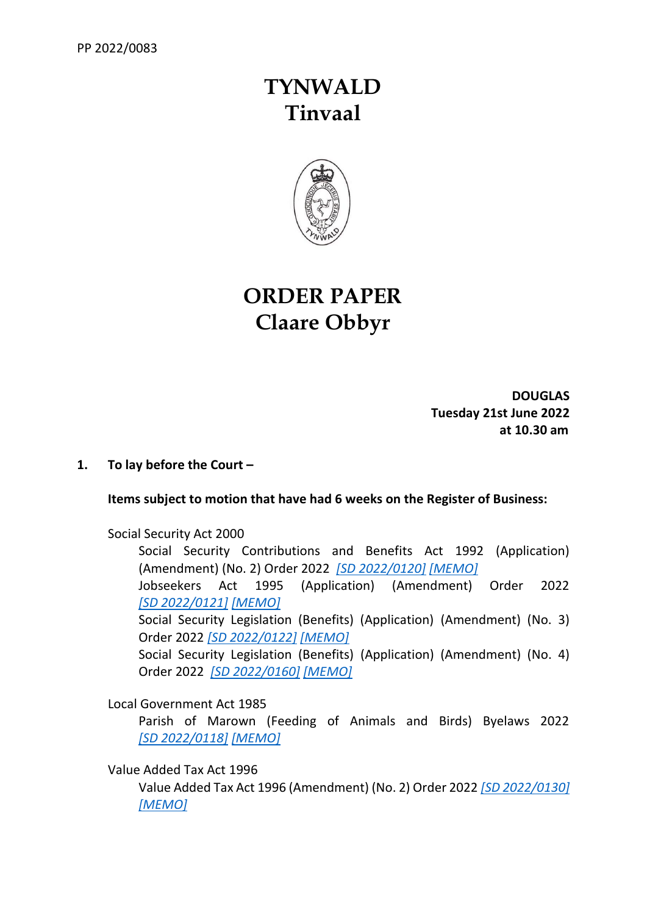PP 2022/0083

# TYNWALD
# Tinvaal

# ORDER PAPER
# Claare Obbyr

**DOUGLAS**
**Tuesday 21st June 2022**
**at 10.30 am**

**1. To lay before the Court –**

**Items subject to motion that have had 6 weeks on the Register of Business:**

Social Security Act 2000

Social Security Contributions and Benefits Act 1992 (Application) (Amendment) (No. 2) Order 2022 *[SD 2022/0120] [MEMO]*

Jobseekers Act 1995 (Application) (Amendment) Order 2022 *[SD 2022/0121] [MEMO]*

Social Security Legislation (Benefits) (Application) (Amendment) (No. 3) Order 2022 *[SD 2022/0122] [MEMO]*

Social Security Legislation (Benefits) (Application) (Amendment) (No. 4) Order 2022 *[SD 2022/0160] [MEMO]*

Local Government Act 1985

Parish of Marown (Feeding of Animals and Birds) Byelaws 2022 *[SD 2022/0118] [MEMO]*

Value Added Tax Act 1996

Value Added Tax Act 1996 (Amendment) (No. 2) Order 2022 *[SD 2022/0130] [MEMO]*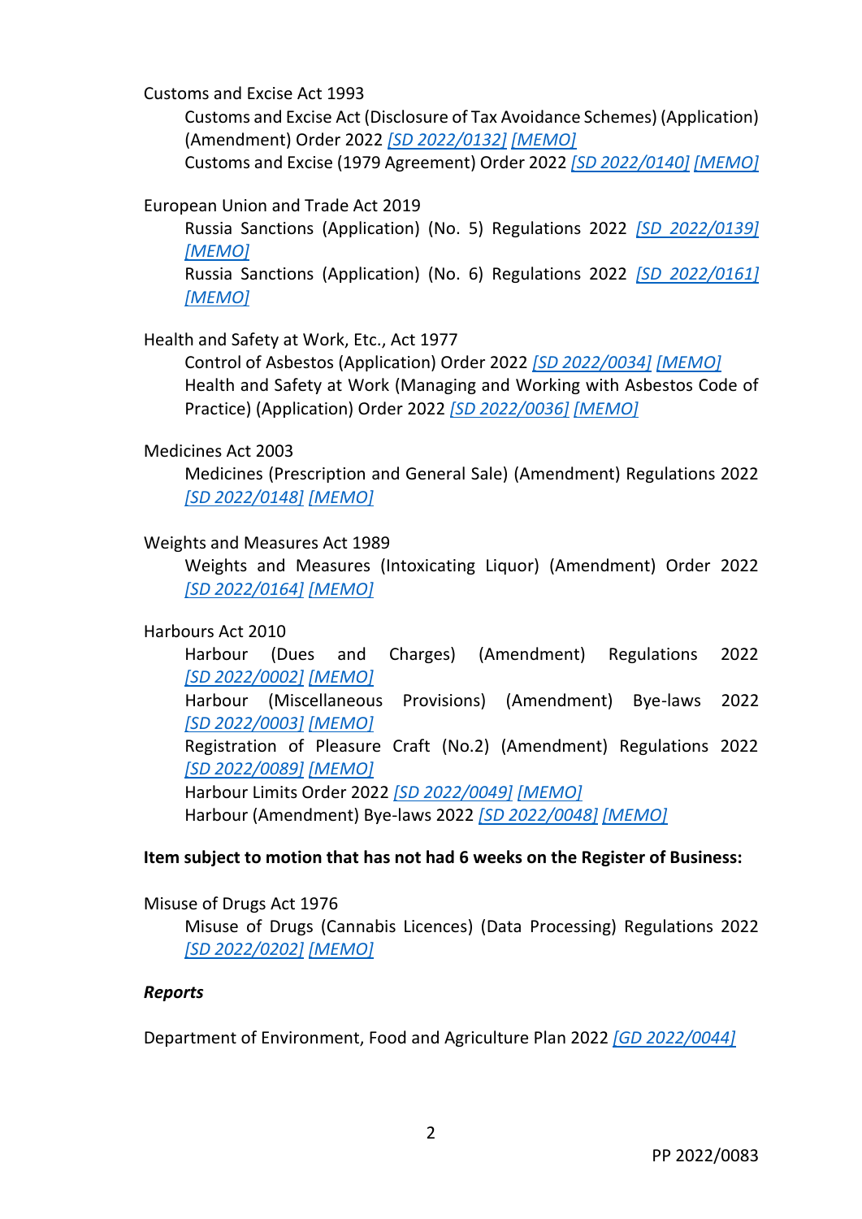Customs and Excise Act 1993

Customs and Excise Act (Disclosure of Tax Avoidance Schemes) (Application) (Amendment) Order 2022 *[SD 2022/0132]* *[MEMO]*

Customs and Excise (1979 Agreement) Order 2022 *[SD 2022/0140]* *[MEMO]*

European Union and Trade Act 2019

Russia Sanctions (Application) (No. 5) Regulations 2022 *[SD 2022/0139]* *[MEMO]*

Russia Sanctions (Application) (No. 6) Regulations 2022 *[SD 2022/0161]* *[MEMO]*

Health and Safety at Work, Etc., Act 1977

Control of Asbestos (Application) Order 2022 *[SD 2022/0034]* *[MEMO]*

Health and Safety at Work (Managing and Working with Asbestos Code of Practice) (Application) Order 2022 *[SD 2022/0036]* *[MEMO]*

Medicines Act 2003

Medicines (Prescription and General Sale) (Amendment) Regulations 2022 *[SD 2022/0148]* *[MEMO]*

Weights and Measures Act 1989

Weights and Measures (Intoxicating Liquor) (Amendment) Order 2022 *[SD 2022/0164]* *[MEMO]*

Harbours Act 2010

Harbour (Dues and Charges) (Amendment) Regulations 2022 *[SD 2022/0002]* *[MEMO]*

Harbour (Miscellaneous Provisions) (Amendment) Bye-laws 2022 *[SD 2022/0003]* *[MEMO]*

Registration of Pleasure Craft (No.2) (Amendment) Regulations 2022 *[SD 2022/0089]* *[MEMO]*

Harbour Limits Order 2022 *[SD 2022/0049]* *[MEMO]*

Harbour (Amendment) Bye-laws 2022 *[SD 2022/0048]* *[MEMO]*

**Item subject to motion that has not had 6 weeks on the Register of Business:**

Misuse of Drugs Act 1976

Misuse of Drugs (Cannabis Licences) (Data Processing) Regulations 2022 *[SD 2022/0202]* *[MEMO]*

***Reports***

Department of Environment, Food and Agriculture Plan 2022 *[GD 2022/0044]*

PP 2022/0083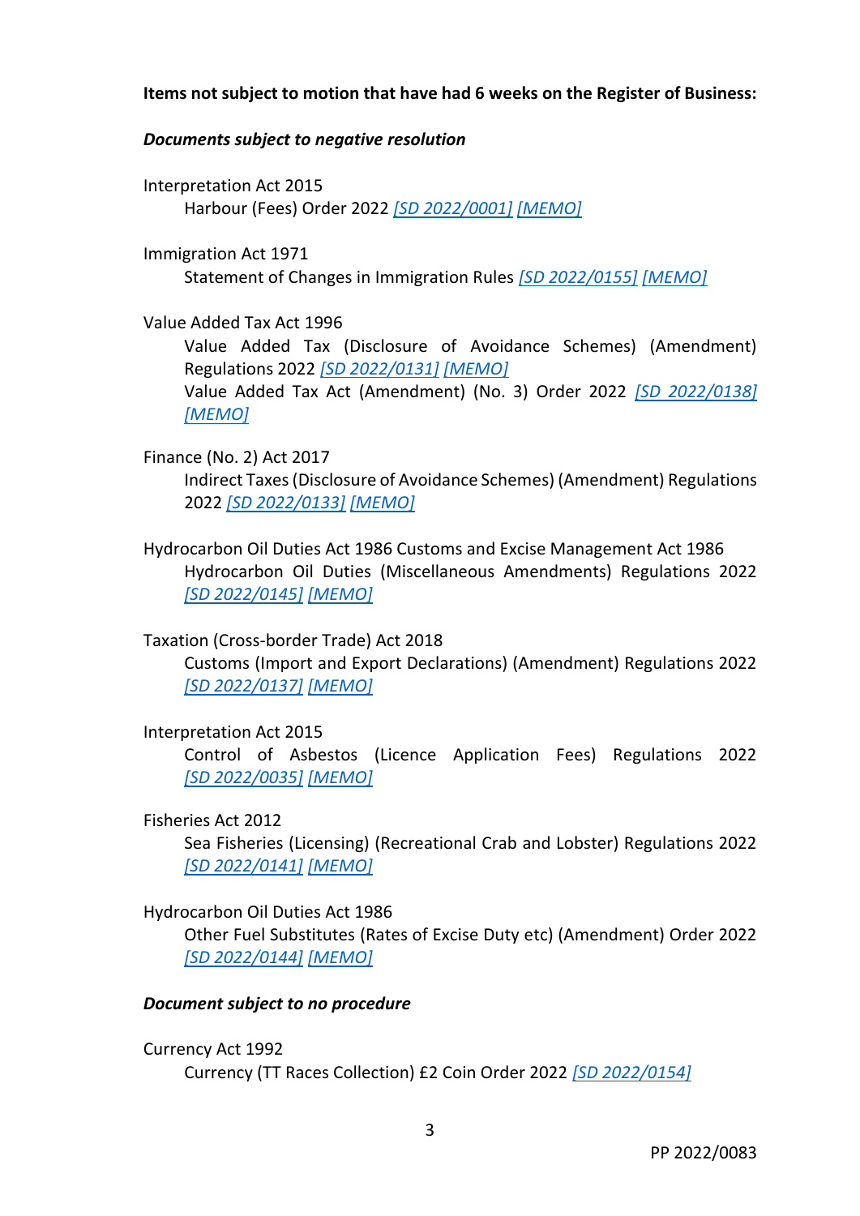**Items not subject to motion that have had 6 weeks on the Register of Business:**

***Documents subject to negative resolution***

Interpretation Act 2015
Harbour (Fees) Order 2022 [SD 2022/0001] [MEMO]

Immigration Act 1971
Statement of Changes in Immigration Rules [SD 2022/0155] [MEMO]

Value Added Tax Act 1996
Value Added Tax (Disclosure of Avoidance Schemes) (Amendment) Regulations 2022 [SD 2022/0131] [MEMO]
Value Added Tax Act (Amendment) (No. 3) Order 2022 [SD 2022/0138] [MEMO]

Finance (No. 2) Act 2017
Indirect Taxes (Disclosure of Avoidance Schemes) (Amendment) Regulations 2022 [SD 2022/0133] [MEMO]

Hydrocarbon Oil Duties Act 1986 Customs and Excise Management Act 1986
Hydrocarbon Oil Duties (Miscellaneous Amendments) Regulations 2022 [SD 2022/0145] [MEMO]

Taxation (Cross-border Trade) Act 2018
Customs (Import and Export Declarations) (Amendment) Regulations 2022 [SD 2022/0137] [MEMO]

Interpretation Act 2015
Control of Asbestos (Licence Application Fees) Regulations 2022 [SD 2022/0035] [MEMO]

Fisheries Act 2012
Sea Fisheries (Licensing) (Recreational Crab and Lobster) Regulations 2022 [SD 2022/0141] [MEMO]

Hydrocarbon Oil Duties Act 1986
Other Fuel Substitutes (Rates of Excise Duty etc) (Amendment) Order 2022 [SD 2022/0144] [MEMO]

***Document subject to no procedure***

Currency Act 1992
Currency (TT Races Collection) £2 Coin Order 2022 [SD 2022/0154]

PP 2022/0083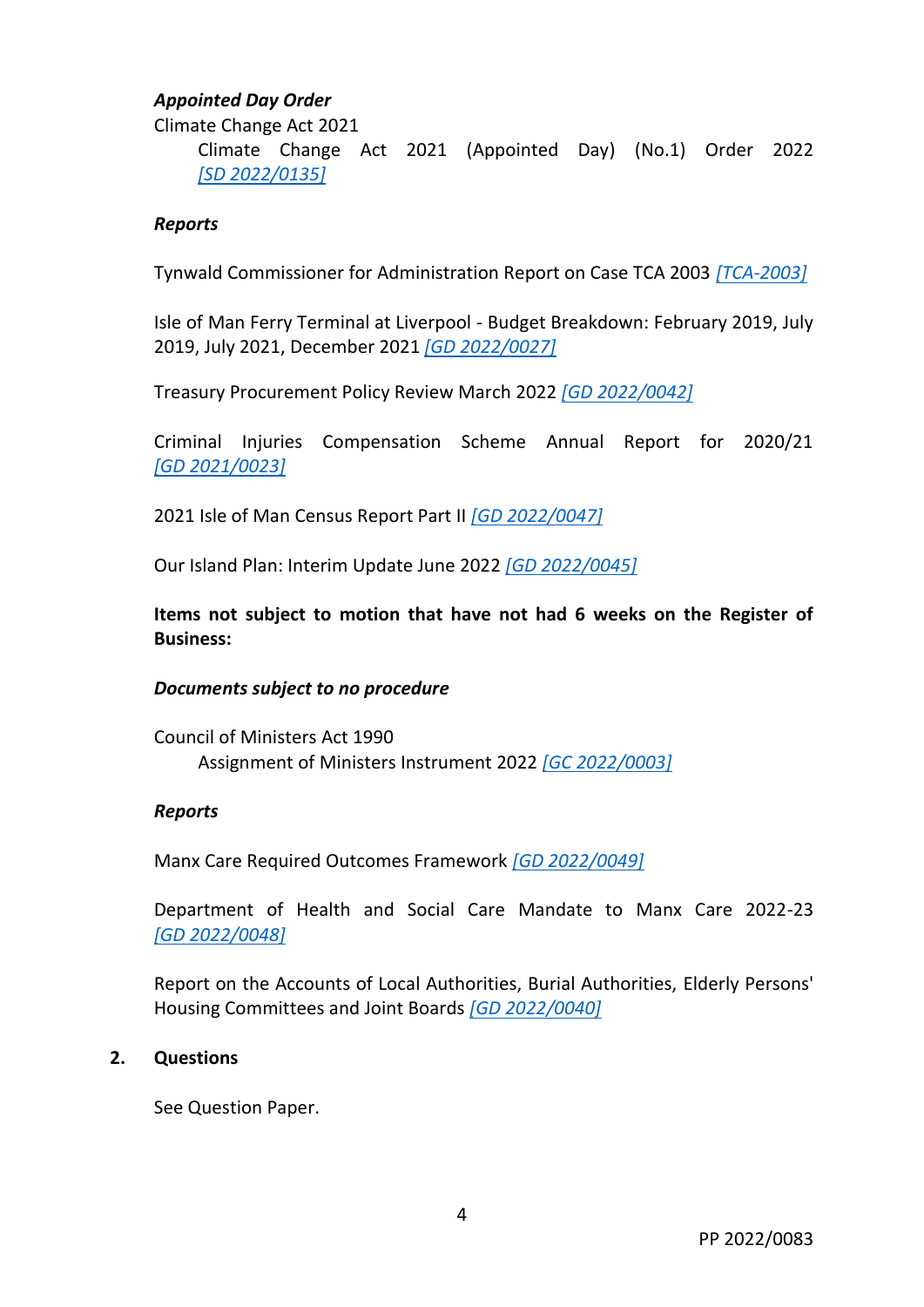***Appointed Day Order***

Climate Change Act 2021

Climate Change Act 2021 (Appointed Day) (No.1) Order 2022 *[SD 2022/0135]*

***Reports***

Tynwald Commissioner for Administration Report on Case TCA 2003 *[TCA-2003]*

Isle of Man Ferry Terminal at Liverpool - Budget Breakdown: February 2019, July 2019, July 2021, December 2021 *[GD 2022/0027]*

Treasury Procurement Policy Review March 2022 *[GD 2022/0042]*

Criminal Injuries Compensation Scheme Annual Report for 2020/21 *[GD 2021/0023]*

2021 Isle of Man Census Report Part II *[GD 2022/0047]*

Our Island Plan: Interim Update June 2022 *[GD 2022/0045]*

**Items not subject to motion that have not had 6 weeks on the Register of Business:**

***Documents subject to no procedure***

Council of Ministers Act 1990

Assignment of Ministers Instrument 2022 *[GC 2022/0003]*

***Reports***

Manx Care Required Outcomes Framework *[GD 2022/0049]*

Department of Health and Social Care Mandate to Manx Care 2022-23 *[GD 2022/0048]*

Report on the Accounts of Local Authorities, Burial Authorities, Elderly Persons' Housing Committees and Joint Boards *[GD 2022/0040]*

**2. Questions**

See Question Paper.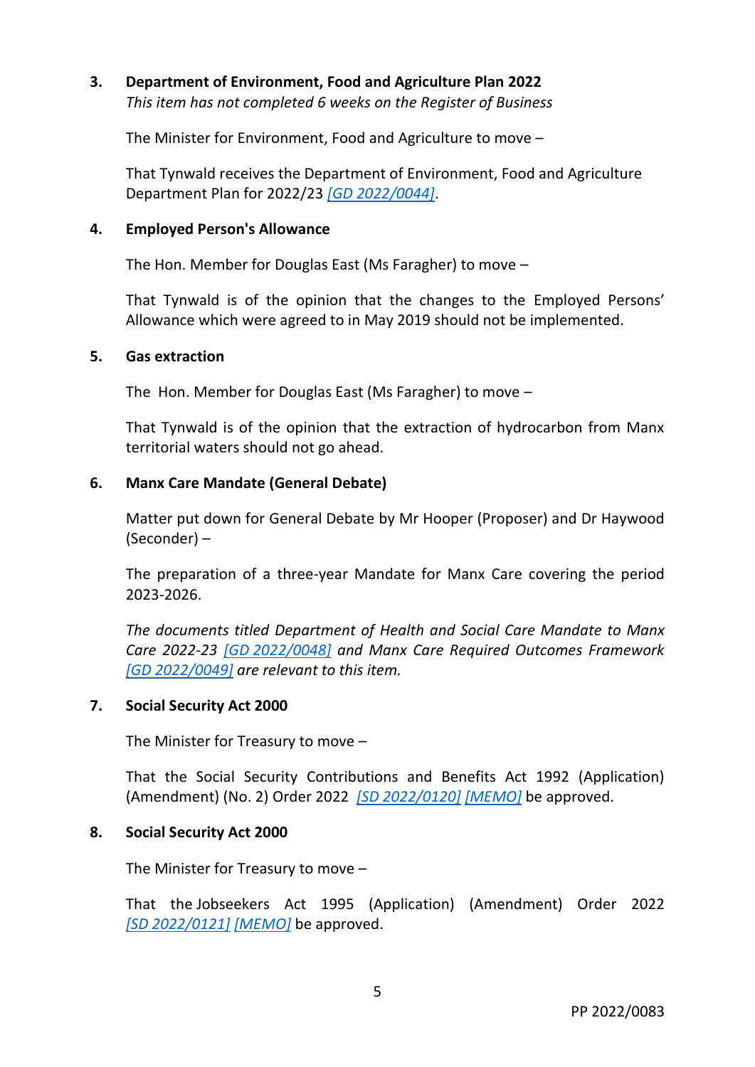**3. Department of Environment, Food and Agriculture Plan 2022**

*This item has not completed 6 weeks on the Register of Business*

The Minister for Environment, Food and Agriculture to move –

That Tynwald receives the Department of Environment, Food and Agriculture Department Plan for 2022/23 *[GD 2022/0044]*.

**4. Employed Person's Allowance**

The Hon. Member for Douglas East (Ms Faragher) to move –

That Tynwald is of the opinion that the changes to the Employed Persons' Allowance which were agreed to in May 2019 should not be implemented.

**5. Gas extraction**

The Hon. Member for Douglas East (Ms Faragher) to move –

That Tynwald is of the opinion that the extraction of hydrocarbon from Manx territorial waters should not go ahead.

**6. Manx Care Mandate (General Debate)**

Matter put down for General Debate by Mr Hooper (Proposer) and Dr Haywood (Seconder) –

The preparation of a three-year Mandate for Manx Care covering the period 2023-2026.

*The documents titled Department of Health and Social Care Mandate to Manx Care 2022-23 [GD 2022/0048] and Manx Care Required Outcomes Framework [GD 2022/0049] are relevant to this item.*

**7. Social Security Act 2000**

The Minister for Treasury to move –

That the Social Security Contributions and Benefits Act 1992 (Application) (Amendment) (No. 2) Order 2022 [SD 2022/0120] [MEMO] be approved.

**8. Social Security Act 2000**

The Minister for Treasury to move –

That the Jobseekers Act 1995 (Application) (Amendment) Order 2022 [SD 2022/0121] [MEMO] be approved.

PP 2022/0083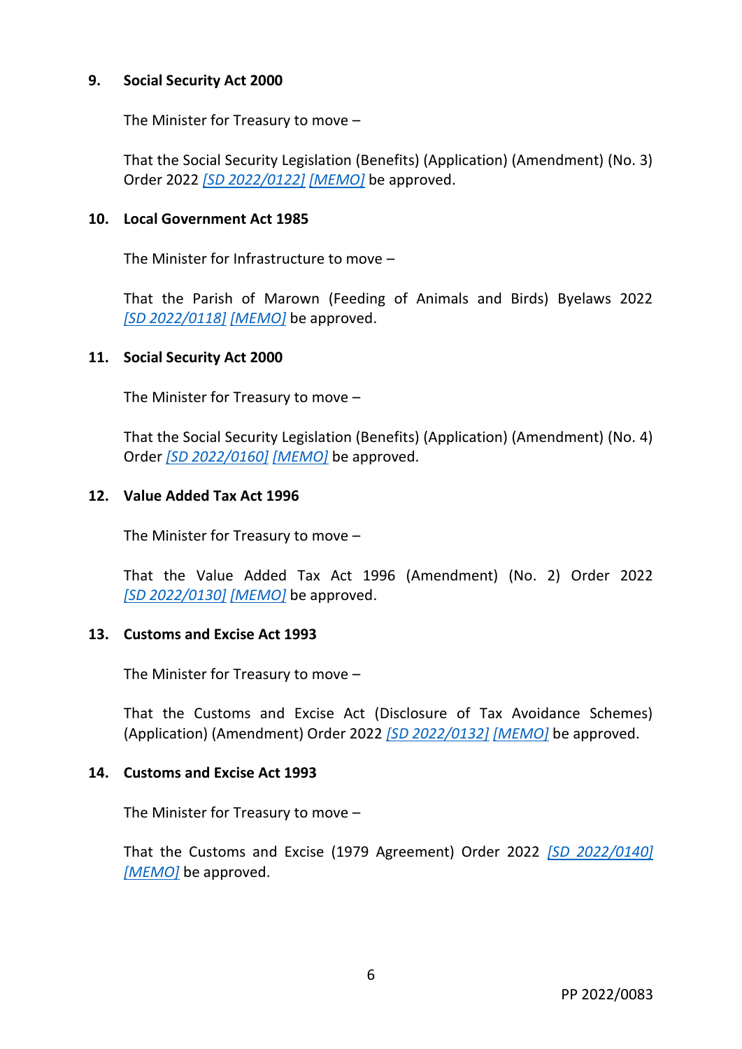**9. Social Security Act 2000**

The Minister for Treasury to move –

That the Social Security Legislation (Benefits) (Application) (Amendment) (No. 3) Order 2022 *[SD 2022/0122]* *[MEMO]* be approved.

**10. Local Government Act 1985**

The Minister for Infrastructure to move –

That the Parish of Marown (Feeding of Animals and Birds) Byelaws 2022 *[SD 2022/0118]* *[MEMO]* be approved.

**11. Social Security Act 2000**

The Minister for Treasury to move –

That the Social Security Legislation (Benefits) (Application) (Amendment) (No. 4) Order *[SD 2022/0160]* *[MEMO]* be approved.

**12. Value Added Tax Act 1996**

The Minister for Treasury to move –

That the Value Added Tax Act 1996 (Amendment) (No. 2) Order 2022 *[SD 2022/0130]* *[MEMO]* be approved.

**13. Customs and Excise Act 1993**

The Minister for Treasury to move –

That the Customs and Excise Act (Disclosure of Tax Avoidance Schemes) (Application) (Amendment) Order 2022 *[SD 2022/0132]* *[MEMO]* be approved.

**14. Customs and Excise Act 1993**

The Minister for Treasury to move –

That the Customs and Excise (1979 Agreement) Order 2022 *[SD 2022/0140]* *[MEMO]* be approved.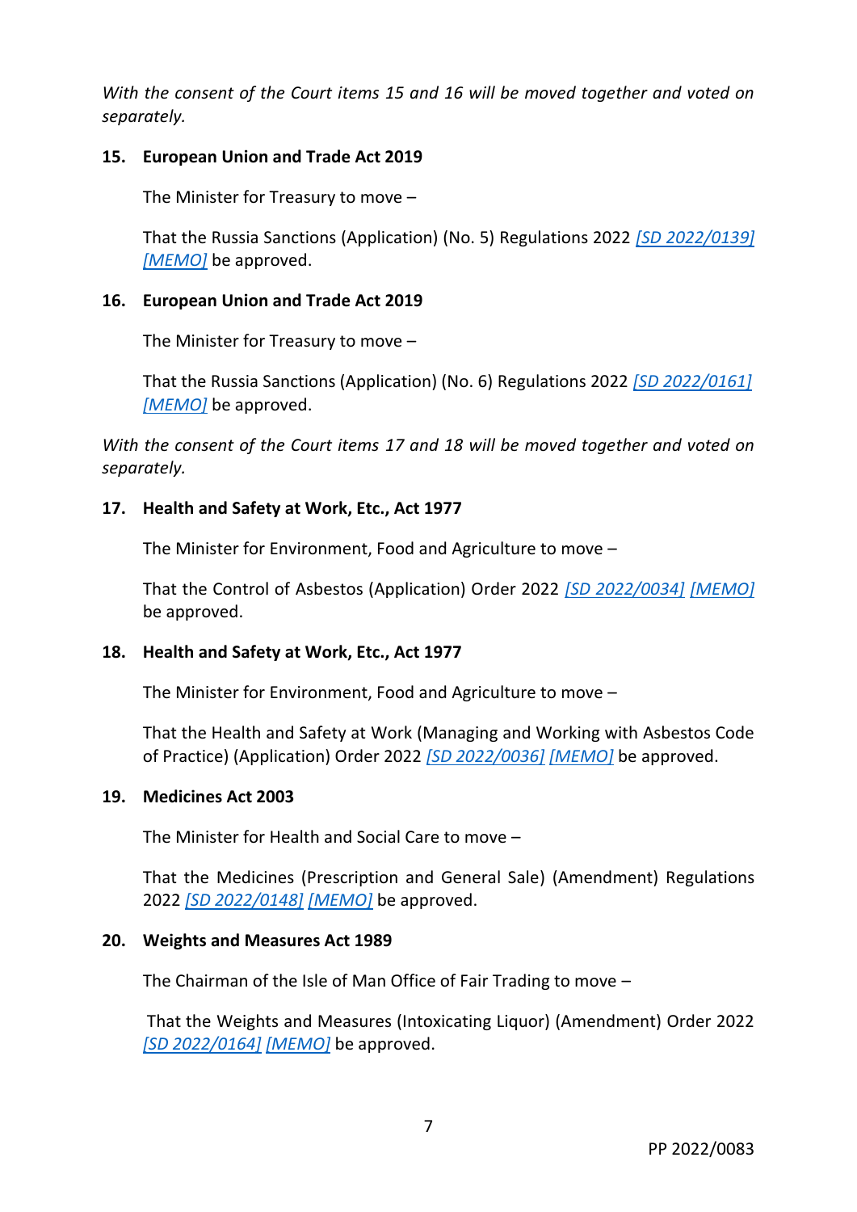*With the consent of the Court items 15 and 16 will be moved together and voted on separately.*

**15. European Union and Trade Act 2019**

The Minister for Treasury to move –

That the Russia Sanctions (Application) (No. 5) Regulations 2022 *[SD 2022/0139]* *[MEMO]* be approved.

**16. European Union and Trade Act 2019**

The Minister for Treasury to move –

That the Russia Sanctions (Application) (No. 6) Regulations 2022 *[SD 2022/0161]* *[MEMO]* be approved.

*With the consent of the Court items 17 and 18 will be moved together and voted on separately.*

**17. Health and Safety at Work, Etc., Act 1977**

The Minister for Environment, Food and Agriculture to move –

That the Control of Asbestos (Application) Order 2022 *[SD 2022/0034]* *[MEMO]* be approved.

**18. Health and Safety at Work, Etc., Act 1977**

The Minister for Environment, Food and Agriculture to move –

That the Health and Safety at Work (Managing and Working with Asbestos Code of Practice) (Application) Order 2022 *[SD 2022/0036]* *[MEMO]* be approved.

**19. Medicines Act 2003**

The Minister for Health and Social Care to move –

That the Medicines (Prescription and General Sale) (Amendment) Regulations 2022 *[SD 2022/0148]* *[MEMO]* be approved.

**20. Weights and Measures Act 1989**

The Chairman of the Isle of Man Office of Fair Trading to move –

That the Weights and Measures (Intoxicating Liquor) (Amendment) Order 2022 *[SD 2022/0164]* *[MEMO]* be approved.

PP 2022/0083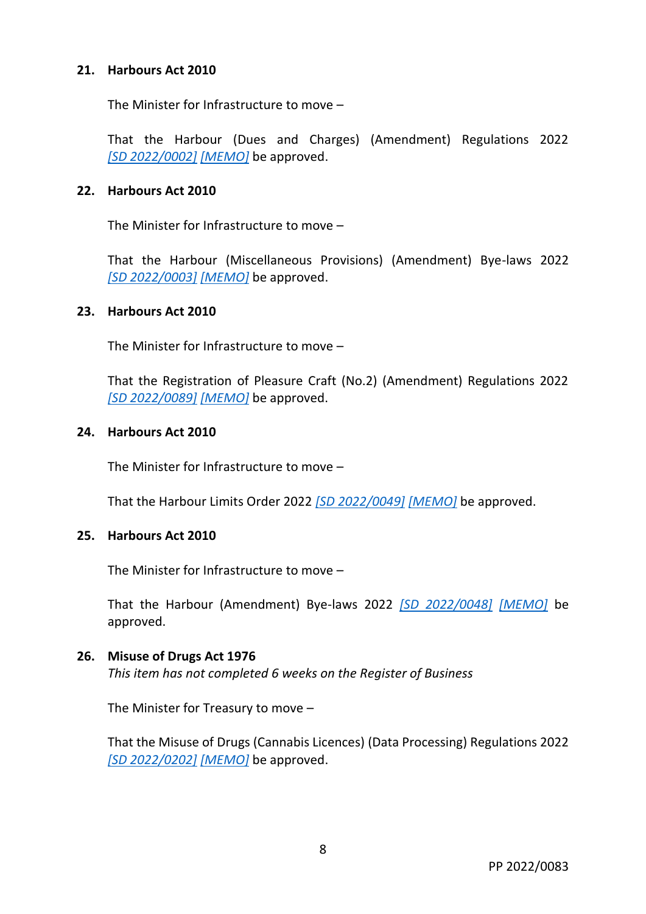**21. Harbours Act 2010**

The Minister for Infrastructure to move –

That the Harbour (Dues and Charges) (Amendment) Regulations 2022 *[SD 2022/0002]* *[MEMO]* be approved.

**22. Harbours Act 2010**

The Minister for Infrastructure to move –

That the Harbour (Miscellaneous Provisions) (Amendment) Bye-laws 2022 *[SD 2022/0003]* *[MEMO]* be approved.

**23. Harbours Act 2010**

The Minister for Infrastructure to move –

That the Registration of Pleasure Craft (No.2) (Amendment) Regulations 2022 *[SD 2022/0089]* *[MEMO]* be approved.

**24. Harbours Act 2010**

The Minister for Infrastructure to move –

That the Harbour Limits Order 2022 *[SD 2022/0049]* *[MEMO]* be approved.

**25. Harbours Act 2010**

The Minister for Infrastructure to move –

That the Harbour (Amendment) Bye-laws 2022 *[SD 2022/0048]* *[MEMO]* be approved.

**26. Misuse of Drugs Act 1976**
*This item has not completed 6 weeks on the Register of Business*

The Minister for Treasury to move –

That the Misuse of Drugs (Cannabis Licences) (Data Processing) Regulations 2022 *[SD 2022/0202]* *[MEMO]* be approved.